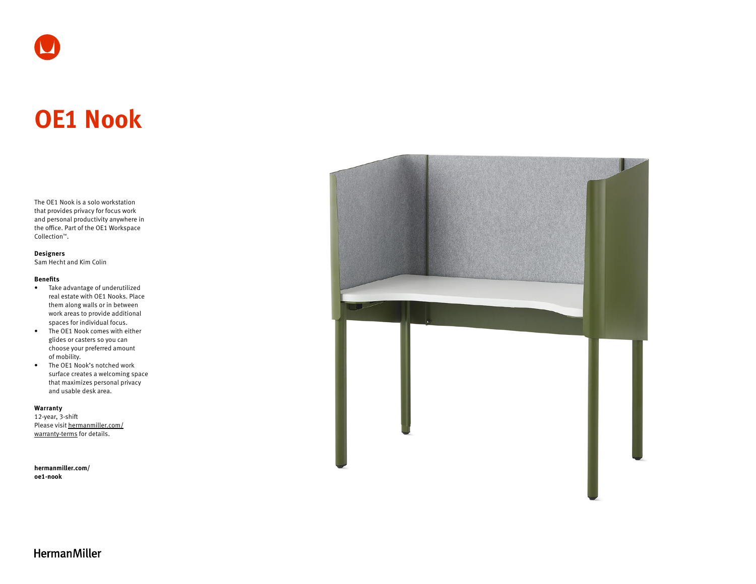# OE1 Nook

The OE1 Nook is a solo workstation that provides privacy for focus work and personal productivity anywhere in the office. Part of the OE1 Workspace Collection™.

**Designers**
Sam Hecht and Kim Colin

**Benefits**

- Take advantage of underutilized real estate with OE1 Nooks. Place them along walls or in between work areas to provide additional spaces for individual focus.
- The OE1 Nook comes with either glides or casters so you can choose your preferred amount of mobility.
- The OE1 Nook's notched work surface creates a welcoming space that maximizes personal privacy and usable desk area.

**Warranty**
12-year, 3-shift
Please visit hermanmiller.com/warranty-terms for details.

**hermanmiller.com/oe1-nook**

HermanMiller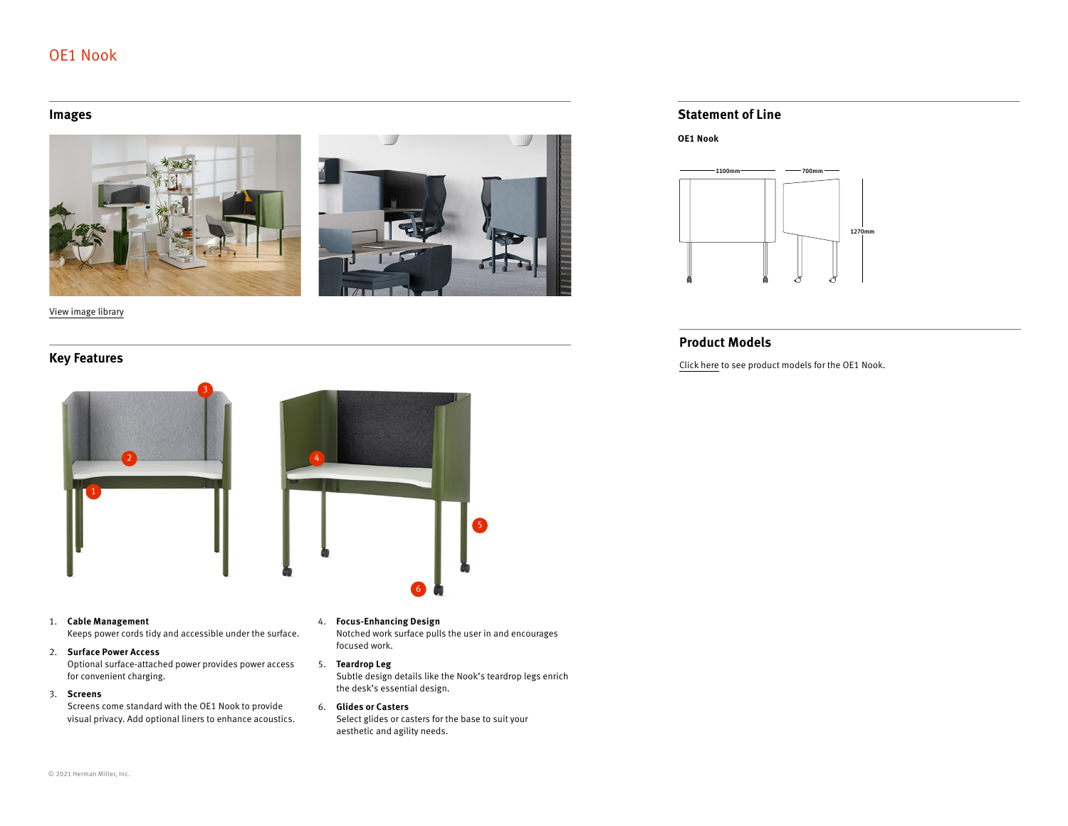# OE1 Nook

## Images

View image library

## Key Features

1. **Cable Management**
   Keeps power cords tidy and accessible under the surface.
2. **Surface Power Access**
   Optional surface-attached power provides power access for convenient charging.
3. **Screens**
   Screens come standard with the OE1 Nook to provide visual privacy. Add optional liners to enhance acoustics.
4. **Focus-Enhancing Design**
   Notched work surface pulls the user in and encourages focused work.
5. **Teardrop Leg**
   Subtle design details like the Nook's teardrop legs enrich the desk's essential design.
6. **Glides or Casters**
   Select glides or casters for the base to suit your aesthetic and agility needs.

## Statement of Line

**OE1 Nook**

1100mm

700mm

1270mm

## Product Models

Click here to see product models for the OE1 Nook.

© 2021 Herman Miller, Inc.